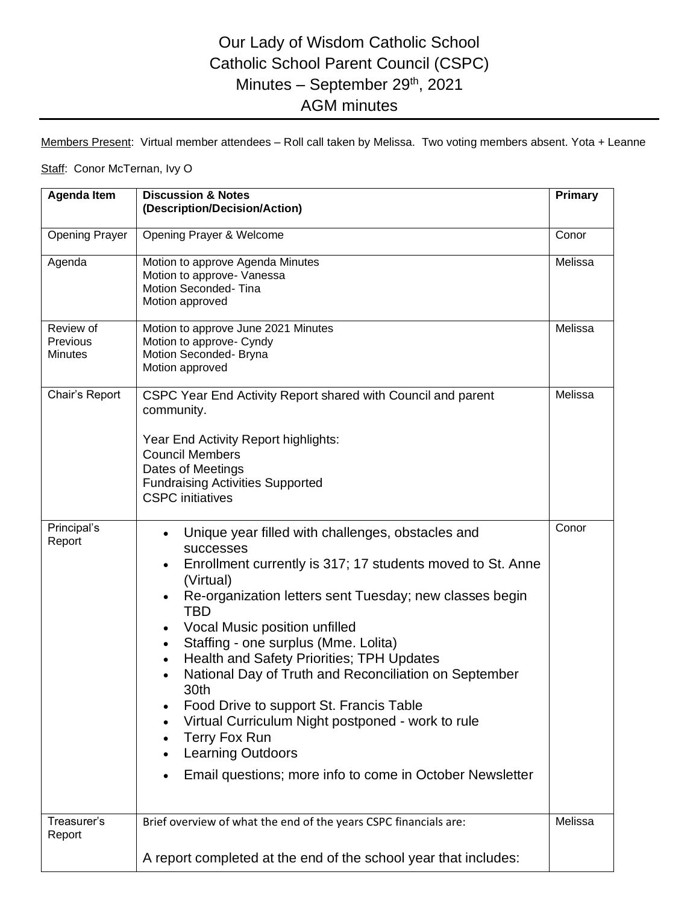# Our Lady of Wisdom Catholic School
# Catholic School Parent Council (CSPC)
# Minutes – September 29th, 2021
# AGM minutes

Members Present: Virtual member attendees – Roll call taken by Melissa. Two voting members absent. Yota + Leanne

Staff: Conor McTernan, Ivy O

| Agenda Item | Discussion & Notes (Description/Decision/Action) | Primary |
|---|---|---|
| Opening Prayer | Opening Prayer & Welcome | Conor |
| Agenda | Motion to approve Agenda Minutes<br>Motion to approve- Vanessa<br>Motion Seconded- Tina<br>Motion approved | Melissa |
| Review of Previous Minutes | Motion to approve June 2021 Minutes<br>Motion to approve- Cyndy<br>Motion Seconded- Bryna<br>Motion approved | Melissa |
| Chair's Report | CSPC Year End Activity Report shared with Council and parent community.<br><br>Year End Activity Report highlights:<br>Council Members<br>Dates of Meetings<br>Fundraising Activities Supported<br>CSPC initiatives | Melissa |
| Principal's Report | • Unique year filled with challenges, obstacles and successes<br>• Enrollment currently is 317; 17 students moved to St. Anne (Virtual)<br>• Re-organization letters sent Tuesday; new classes begin TBD<br>• Vocal Music position unfilled<br>• Staffing - one surplus (Mme. Lolita)<br>• Health and Safety Priorities; TPH Updates<br>• National Day of Truth and Reconciliation on September 30th<br>• Food Drive to support St. Francis Table<br>• Virtual Curriculum Night postponed - work to rule<br>• Terry Fox Run<br>• Learning Outdoors<br>• Email questions; more info to come in October Newsletter | Conor |
| Treasurer's Report | Brief overview of what the end of the years CSPC financials are:<br><br>A report completed at the end of the school year that includes: | Melissa |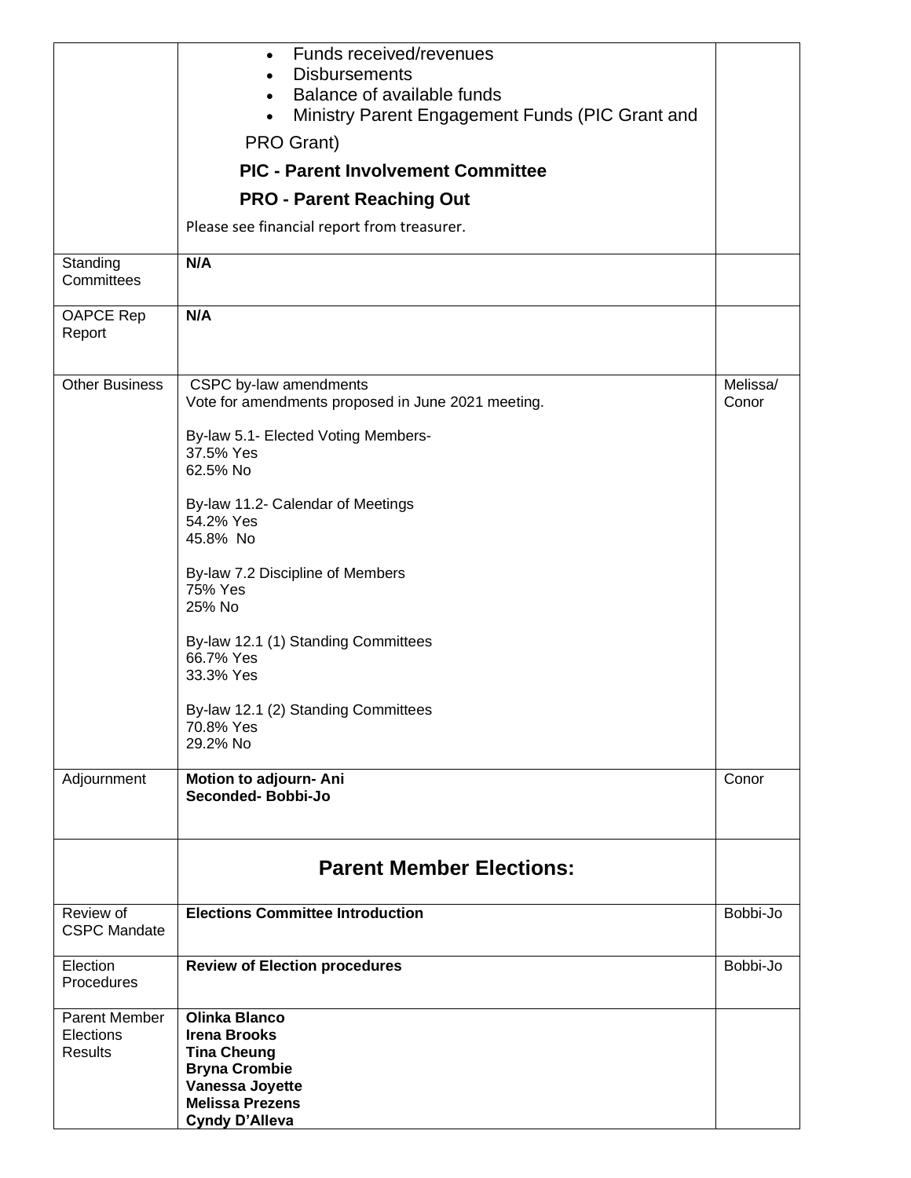| | | |
|---|---|---|
| | • Funds received/revenues<br>• Disbursements<br>• Balance of available funds<br>• Ministry Parent Engagement Funds (PIC Grant and PRO Grant)<br>**PIC - Parent Involvement Committee**<br>**PRO - Parent Reaching Out**<br>Please see financial report from treasurer. | |
| Standing Committees | **N/A** | |
| OAPCE Rep Report | **N/A** | |
| Other Business | CSPC by-law amendments<br>Vote for amendments proposed in June 2021 meeting.<br><br>By-law 5.1- Elected Voting Members-<br>37.5% Yes<br>62.5% No<br><br>By-law 11.2- Calendar of Meetings<br>54.2% Yes<br>45.8% No<br><br>By-law 7.2 Discipline of Members<br>75% Yes<br>25% No<br><br>By-law 12.1 (1) Standing Committees<br>66.7% Yes<br>33.3% Yes<br><br>By-law 12.1 (2) Standing Committees<br>70.8% Yes<br>29.2% No | Melissa/ Conor |
| Adjournment | **Motion to adjourn- Ani**<br>**Seconded- Bobbi-Jo** | Conor |
| | **Parent Member Elections:** | |
| Review of CSPC Mandate | **Elections Committee Introduction** | Bobbi-Jo |
| Election Procedures | **Review of Election procedures** | Bobbi-Jo |
| Parent Member Elections Results | **Olinka Blanco**<br>**Irena Brooks**<br>**Tina Cheung**<br>**Bryna Crombie**<br>**Vanessa Joyette**<br>**Melissa Prezens**<br>**Cyndy D'Alleva** | |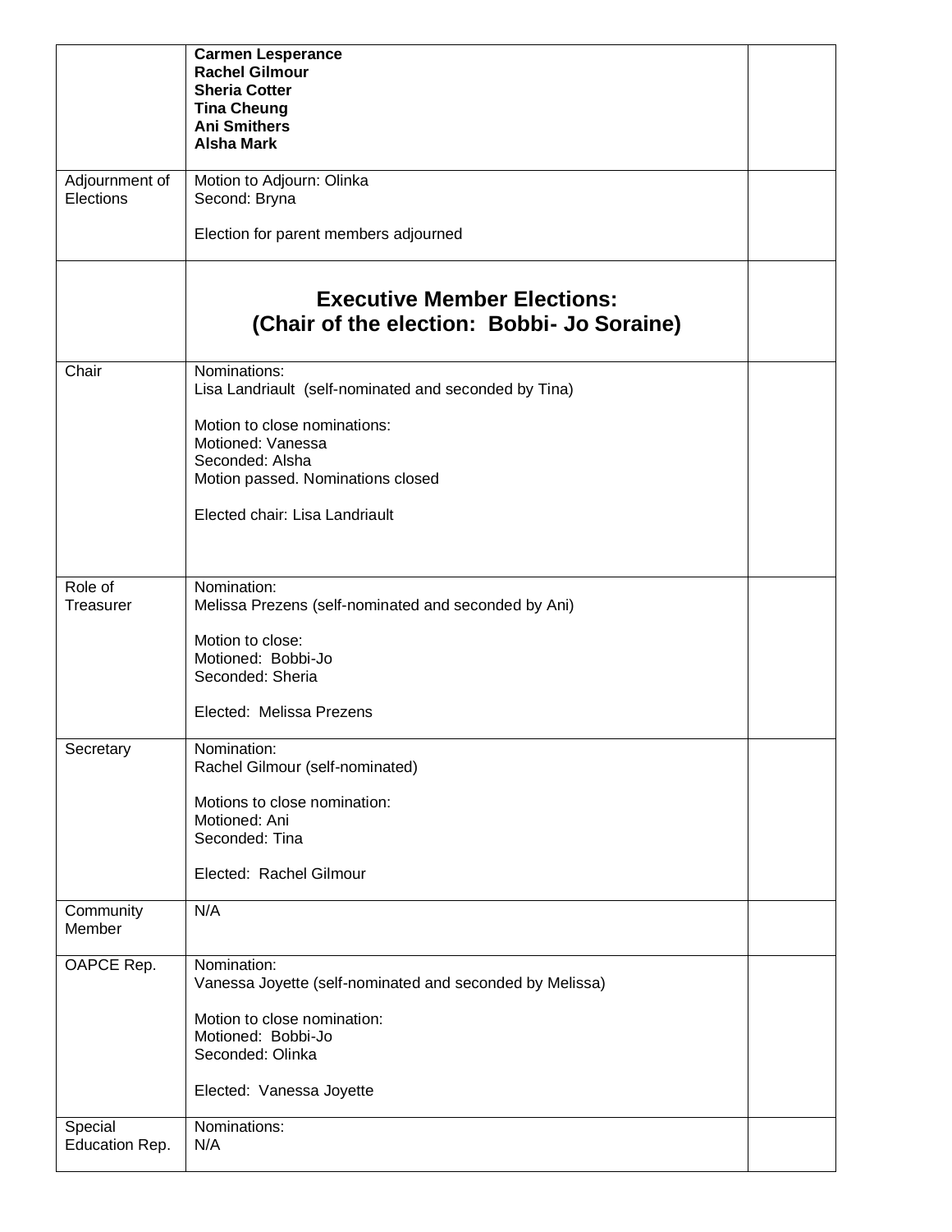| | | |
|---|---|---|
| | **Carmen Lesperance**<br>**Rachel Gilmour**<br>**Sheria Cotter**<br>**Tina Cheung**<br>**Ani Smithers**<br>**Alsha Mark** | |
| Adjournment of Elections | Motion to Adjourn: Olinka<br>Second: Bryna<br><br>Election for parent members adjourned | |
| | **Executive Member Elections:**<br>**(Chair of the election: Bobbi- Jo Soraine)** | |
| Chair | Nominations:<br>Lisa Landriault (self-nominated and seconded by Tina)<br><br>Motion to close nominations:<br>Motioned: Vanessa<br>Seconded: Alsha<br>Motion passed. Nominations closed<br><br>Elected chair: Lisa Landriault | |
| Role of Treasurer | Nomination:<br>Melissa Prezens (self-nominated and seconded by Ani)<br><br>Motion to close:<br>Motioned: Bobbi-Jo<br>Seconded: Sheria<br><br>Elected: Melissa Prezens | |
| Secretary | Nomination:<br>Rachel Gilmour (self-nominated)<br><br>Motions to close nomination:<br>Motioned: Ani<br>Seconded: Tina<br><br>Elected: Rachel Gilmour | |
| Community Member | N/A | |
| OAPCE Rep. | Nomination:<br>Vanessa Joyette (self-nominated and seconded by Melissa)<br><br>Motion to close nomination:<br>Motioned: Bobbi-Jo<br>Seconded: Olinka<br><br>Elected: Vanessa Joyette | |
| Special Education Rep. | Nominations:<br>N/A | |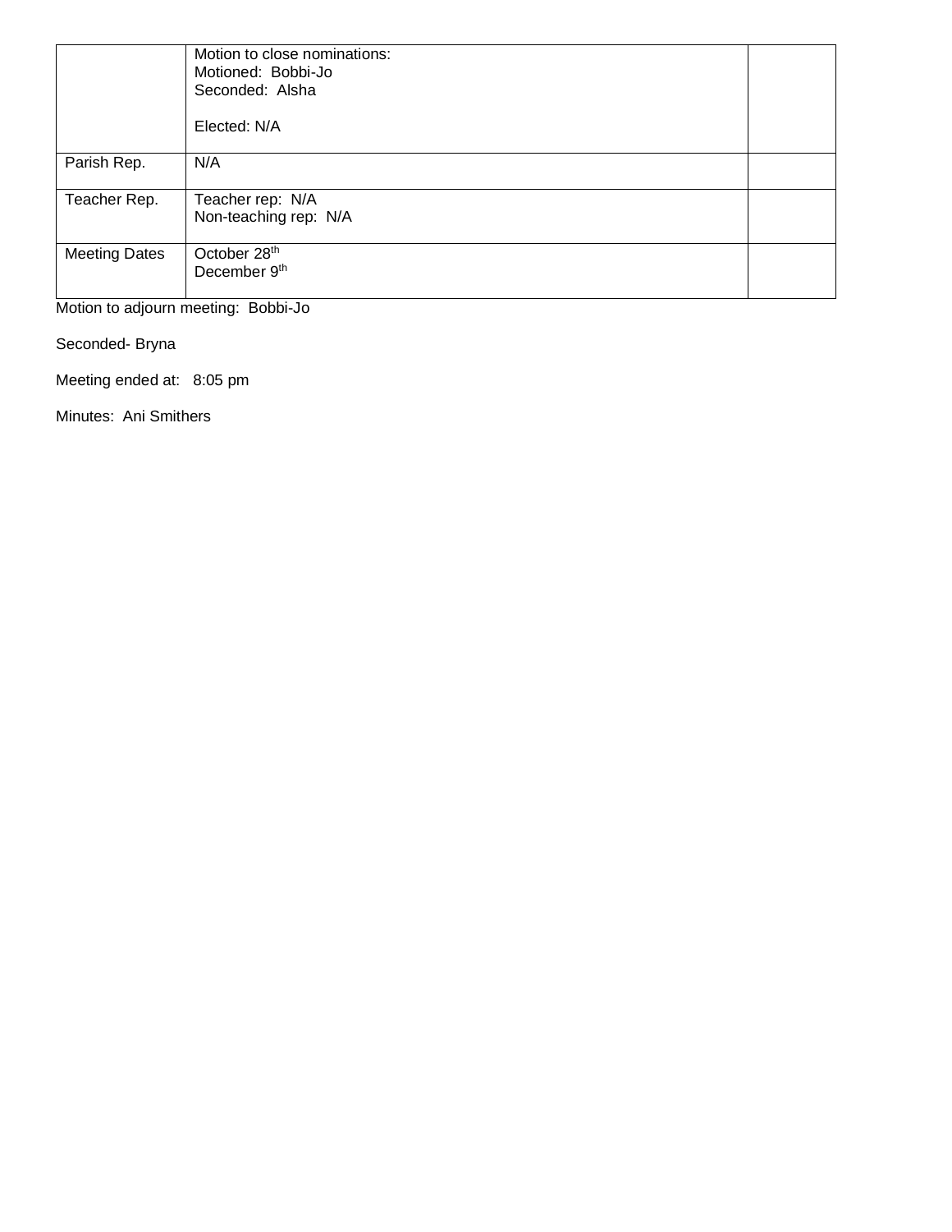| | | |
|---|---|---|
| | Motion to close nominations:<br>Motioned:  Bobbi-Jo<br>Seconded:  Alsha<br><br>Elected: N/A | |
| Parish Rep. | N/A | |
| Teacher Rep. | Teacher rep:  N/A<br>Non-teaching rep:  N/A | |
| Meeting Dates | October 28th<br>December 9th | |

Motion to adjourn meeting:  Bobbi-Jo

Seconded- Bryna

Meeting ended at:   8:05 pm

Minutes:  Ani Smithers